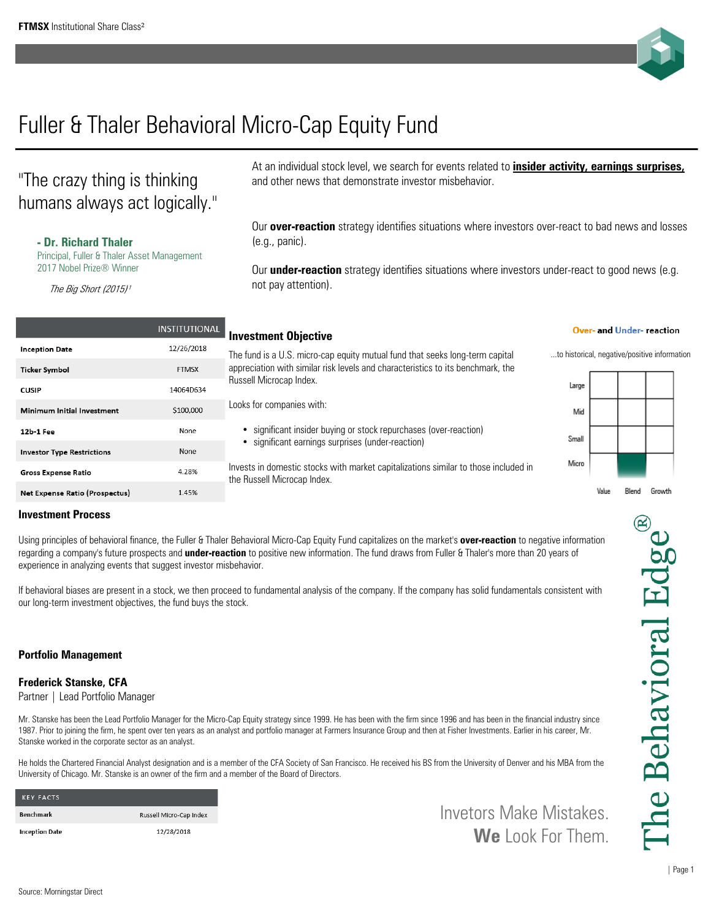**FTMSX** Institutional Share Class[2]

# Fuller & Thaler Behavioral Micro-Cap Equity Fund

"The crazy thing is thinking humans always act logically."

**- Dr. Richard Thaler**
Principal, Fuller & Thaler Asset Management
2017 Nobel Prize® Winner

*The Big Short (2015)*[1]

At an individual stock level, we search for events related to **insider activity, earnings surprises,** and other news that demonstrate investor misbehavior.

Our **over-reaction** strategy identifies situations where investors over-react to bad news and losses (e.g., panic).

Our **under-reaction** strategy identifies situations where investors under-react to good news (e.g. not pay attention).

| | INSTITUTIONAL |
|---|---|
| Inception Date | 12/26/2018 |
| Ticker Symbol | FTMSX |
| CUSIP | 14064D634 |
| Minimum Initial Investment | $100,000 |
| 12b-1 Fee | None |
| Investor Type Restrictions | None |
| Gross Expense Ratio | 4.28% |
| Net Expense Ratio (Prospectus) | 1.45% |

## Investment Objective

The fund is a U.S. micro-cap equity mutual fund that seeks long-term capital appreciation with similar risk levels and characteristics to its benchmark, the Russell Microcap Index.

Looks for companies with:

- significant insider buying or stock repurchases (over-reaction)
- significant earnings surprises (under-reaction)

Invests in domestic stocks with market capitalizations similar to those included in the Russell Microcap Index.

**Over- and Under- reaction**

...to historical, negative/positive information

| | Value | Blend | Growth |
|---|---|---|---|
| Large | | | |
| Mid | | | |
| Small | | | |
| Micro | | ■ | |

## Investment Process

Using principles of behavioral finance, the Fuller & Thaler Behavioral Micro-Cap Equity Fund capitalizes on the market's **over-reaction** to negative information regarding a company's future prospects and **under-reaction** to positive new information. The fund draws from Fuller & Thaler's more than 20 years of experience in analyzing events that suggest investor misbehavior.

If behavioral biases are present in a stock, we then proceed to fundamental analysis of the company. If the company has solid fundamentals consistent with our long-term investment objectives, the fund buys the stock.

## Portfolio Management

**Frederick Stanske, CFA**
Partner | Lead Portfolio Manager

Mr. Stanske has been the Lead Portfolio Manager for the Micro-Cap Equity strategy since 1999. He has been with the firm since 1996 and has been in the financial industry since 1987. Prior to joining the firm, he spent over ten years as an analyst and portfolio manager at Farmers Insurance Group and then at Fisher Investments. Earlier in his career, Mr. Stanske worked in the corporate sector as an analyst.

He holds the Chartered Financial Analyst designation and is a member of the CFA Society of San Francisco. He received his BS from the University of Denver and his MBA from the University of Chicago. Mr. Stanske is an owner of the firm and a member of the Board of Directors.

| KEY FACTS | |
|---|---|
| Benchmark | Russell Micro-Cap Index |
| Inception Date | 12/28/2018 |

Invetors Make Mistakes.
**We** Look For Them.

The Behavioral Edge®

Source: Morningstar Direct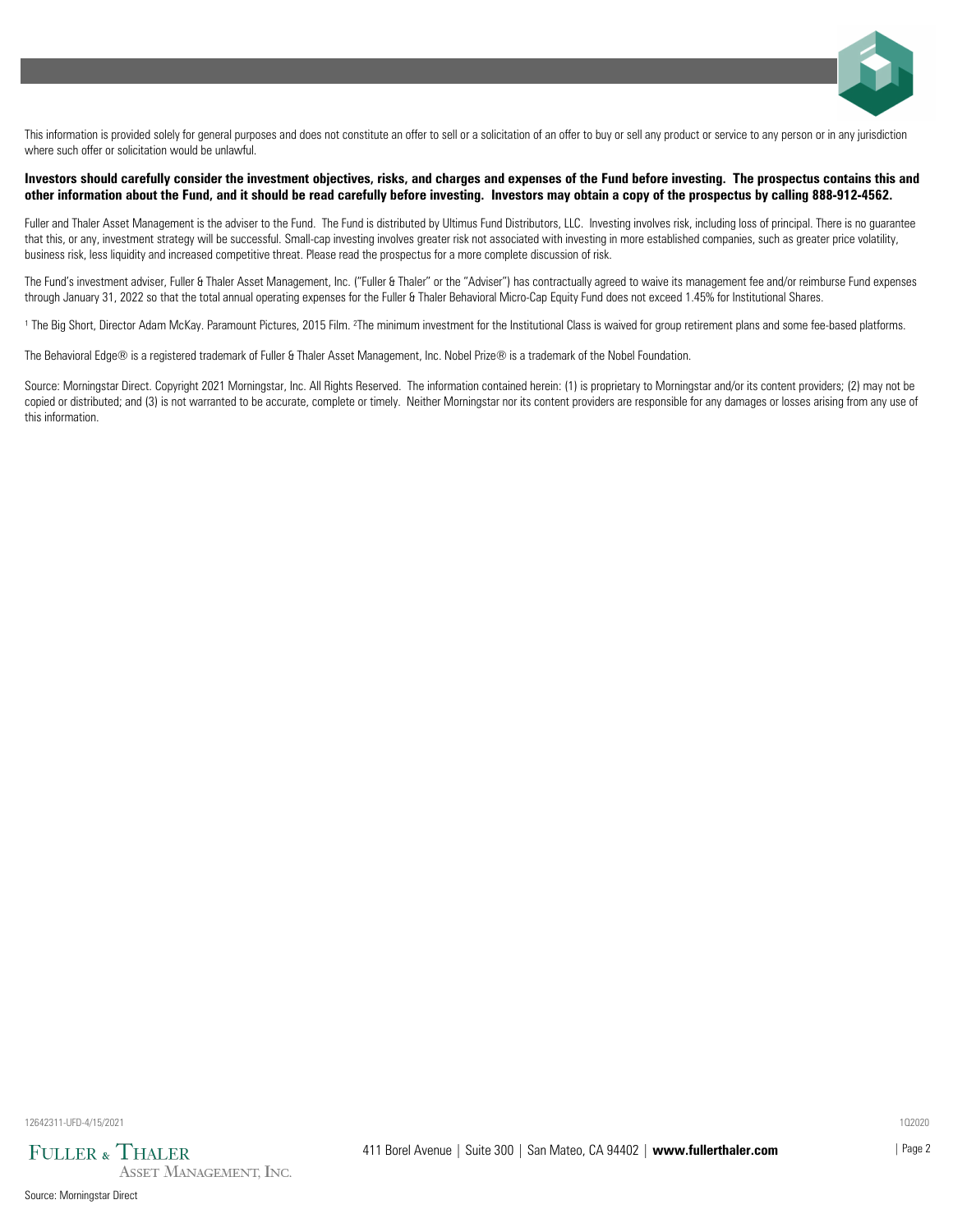This information is provided solely for general purposes and does not constitute an offer to sell or a solicitation of an offer to buy or sell any product or service to any person or in any jurisdiction where such offer or solicitation would be unlawful.

**Investors should carefully consider the investment objectives, risks, and charges and expenses of the Fund before investing. The prospectus contains this and other information about the Fund, and it should be read carefully before investing. Investors may obtain a copy of the prospectus by calling 888-912-4562.**

Fuller and Thaler Asset Management is the adviser to the Fund. The Fund is distributed by Ultimus Fund Distributors, LLC. Investing involves risk, including loss of principal. There is no guarantee that this, or any, investment strategy will be successful. Small-cap investing involves greater risk not associated with investing in more established companies, such as greater price volatility, business risk, less liquidity and increased competitive threat. Please read the prospectus for a more complete discussion of risk.

The Fund's investment adviser, Fuller & Thaler Asset Management, Inc. ("Fuller & Thaler" or the "Adviser") has contractually agreed to waive its management fee and/or reimburse Fund expenses through January 31, 2022 so that the total annual operating expenses for the Fuller & Thaler Behavioral Micro-Cap Equity Fund does not exceed 1.45% for Institutional Shares.

[1] The Big Short, Director Adam McKay. Paramount Pictures, 2015 Film. [2]The minimum investment for the Institutional Class is waived for group retirement plans and some fee-based platforms.

The Behavioral Edge® is a registered trademark of Fuller & Thaler Asset Management, Inc. Nobel Prize® is a trademark of the Nobel Foundation.

Source: Morningstar Direct. Copyright 2021 Morningstar, Inc. All Rights Reserved. The information contained herein: (1) is proprietary to Morningstar and/or its content providers; (2) may not be copied or distributed; and (3) is not warranted to be accurate, complete or timely. Neither Morningstar nor its content providers are responsible for any damages or losses arising from any use of this information.

12642311-UFD-4/15/2021

1Q2020

FULLER & THALER ASSET MANAGEMENT, INC.

411 Borel Avenue | Suite 300 | San Mateo, CA 94402 | **www.fullerthaler.com**

Source: Morningstar Direct